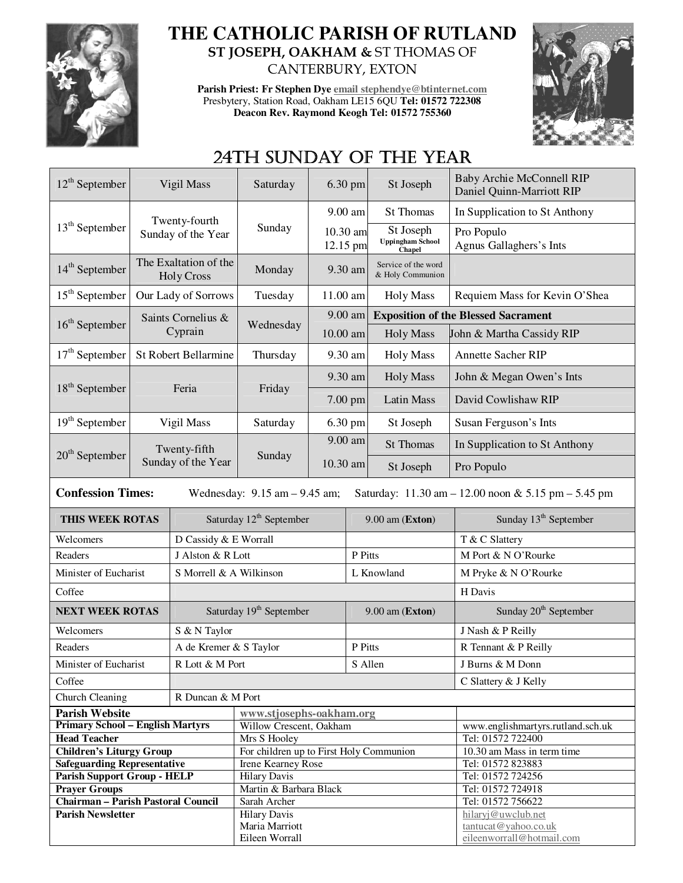# THE CATHOLIC PARISH OF RUTLAND

## ST JOSEPH, OAKHAM & ST THOMAS OF CANTERBURY, EXTON

**Parish Priest: Fr Stephen Dye** email stephendye@btinternet.com
Presbytery, Station Road, Oakham LE15 6QU **Tel: 01572 722308**
**Deacon Rev. Raymond Keogh Tel: 01572 755360**

## 24TH SUNDAY OF THE YEAR

| Date | Occasion | Day | Time | Place | Intention |
|---|---|---|---|---|---|
| 12th September | Vigil Mass | Saturday | 6.30 pm | St Joseph | Baby Archie McConnell RIP<br>Daniel Quinn-Marriott RIP |
| 13th September | Twenty-fourth Sunday of the Year | Sunday | 9.00 am | St Thomas | In Supplication to St Anthony |
| | | | 10.30 am<br>12.15 pm | St Joseph<br>Uppingham School Chapel | Pro Populo<br>Agnus Gallaghers's Ints |
| 14th September | The Exaltation of the Holy Cross | Monday | 9.30 am | Service of the word & Holy Communion | |
| 15th September | Our Lady of Sorrows | Tuesday | 11.00 am | Holy Mass | Requiem Mass for Kevin O'Shea |
| 16th September | Saints Cornelius & Cyprain | Wednesday | 9.00 am | **Exposition of the Blessed Sacrament** | |
| | | | 10.00 am | Holy Mass | John & Martha Cassidy RIP |
| 17th September | St Robert Bellarmine | Thursday | 9.30 am | Holy Mass | Annette Sacher RIP |
| 18th September | Feria | Friday | 9.30 am | Holy Mass | John & Megan Owen's Ints |
| | | | 7.00 pm | Latin Mass | David Cowlishaw RIP |
| 19th September | Vigil Mass | Saturday | 6.30 pm | St Joseph | Susan Ferguson's Ints |
| 20th September | Twenty-fifth Sunday of the Year | Sunday | 9.00 am | St Thomas | In Supplication to St Anthony |
| | | | 10.30 am | St Joseph | Pro Populo |

**Confession Times:** Wednesday: 9.15 am – 9.45 am; Saturday: 11.30 am – 12.00 noon & 5.15 pm – 5.45 pm

| THIS WEEK ROTAS | Saturday 12th September | 9.00 am (**Exton**) | Sunday 13th September |
|---|---|---|---|
| Welcomers | D Cassidy & E Worrall | | T & C Slattery |
| Readers | J Alston & R Lott | P Pitts | M Port & N O'Rourke |
| Minister of Eucharist | S Morrell & A Wilkinson | L Knowland | M Pryke & N O'Rourke |
| Coffee | | | H Davis |
| **NEXT WEEK ROTAS** | Saturday 19th September | 9.00 am (**Exton**) | Sunday 20th September |
| Welcomers | S & N Taylor | | J Nash & P Reilly |
| Readers | A de Kremer & S Taylor | P Pitts | R Tennant & P Reilly |
| Minister of Eucharist | R Lott & M Port | S Allen | J Burns & M Donn |
| Coffee | | | C Slattery & J Kelly |
| Church Cleaning | R Duncan & M Port | | |

| | | |
|---|---|---|
| **Parish Website** | www.stjosephs-oakham.org | |
| **Primary School – English Martyrs** | Willow Crescent, Oakham | www.englishmartyrs.rutland.sch.uk |
| **Head Teacher** | Mrs S Hooley | Tel: 01572 722400 |
| **Children's Liturgy Group** | For children up to First Holy Communion | 10.30 am Mass in term time |
| **Safeguarding Representative** | Irene Kearney Rose | Tel: 01572 823883 |
| **Parish Support Group - HELP** | Hilary Davis | Tel: 01572 724256 |
| **Prayer Groups** | Martin & Barbara Black | Tel: 01572 724918 |
| **Chairman – Parish Pastoral Council** | Sarah Archer | Tel: 01572 756622 |
| **Parish Newsletter** | Hilary Davis<br>Maria Marriott<br>Eileen Worrall | hilaryj@uwclub.net<br>tantucat@yahoo.co.uk<br>eileenworrall@hotmail.com |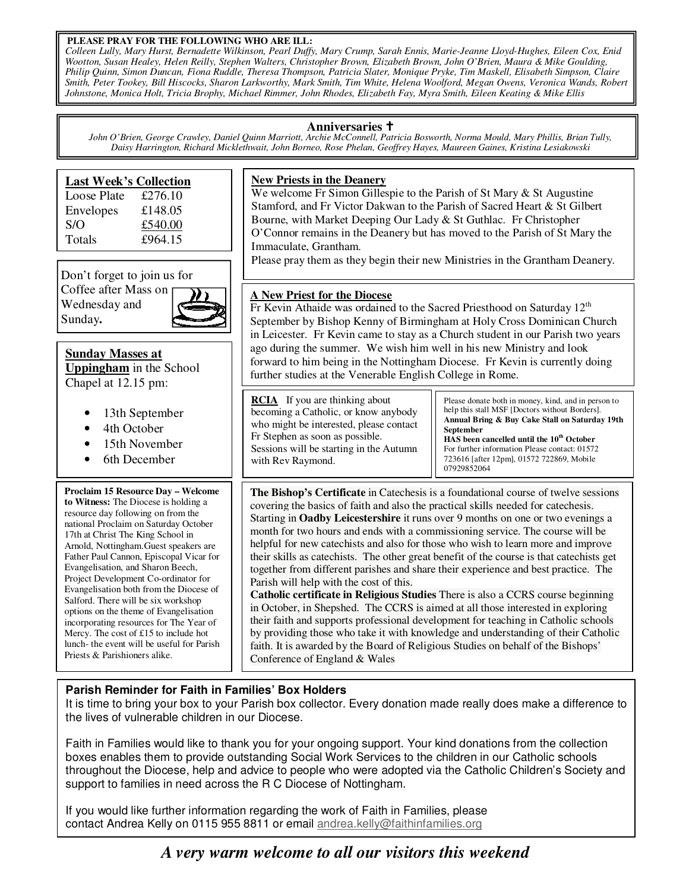**PLEASE PRAY FOR THE FOLLOWING WHO ARE ILL:**
*Colleen Lully, Mary Hurst, Bernadette Wilkinson, Pearl Duffy, Mary Crump, Sarah Ennis, Marie-Jeanne Lloyd-Hughes, Eileen Cox, Enid Wootton, Susan Healey, Helen Reilly, Stephen Walters, Christopher Brown, Elizabeth Brown, John O'Brien, Maura & Mike Goulding, Philip Quinn, Simon Duncan, Fiona Ruddle, Theresa Thompson, Patricia Slater, Monique Pryke, Tim Maskell, Elisabeth Simpson, Claire Smith, Peter Tookey, Bill Hiscocks, Sharon Larkworthy, Mark Smith, Tim White, Helena Woolford, Megan Owens, Veronica Wands, Robert Johnstone, Monica Holt, Tricia Brophy, Michael Rimmer, John Rhodes, Elizabeth Fay, Myra Smith, Eileen Keating & Mike Ellis*

**Anniversaries ✝**
*John O'Brien, George Crawley, Daniel Quinn Marriott, Archie McConnell, Patricia Bosworth, Norma Mould, Mary Phillis, Brian Tully, Daisy Harrington, Richard Micklethwait, John Borneo, Rose Phelan, Geoffrey Hayes, Maureen Gaines, Kristina Lesiakowski*

**Last Week's Collection**

| | |
|---|---|
| Loose Plate | £276.10 |
| Envelopes | £148.05 |
| S/O | £540.00 |
| Totals | £964.15 |

Don't forget to join us for Coffee after Mass on Wednesday and Sunday**.**

**Sunday Masses at Uppingham** in the School Chapel at 12.15 pm:

- 13th September
- 4th October
- 15th November
- 6th December

**Proclaim 15 Resource Day – Welcome to Witness:** The Diocese is holding a resource day following on from the national Proclaim on Saturday October 17th at Christ The King School in Arnold, Nottingham.Guest speakers are Father Paul Cannon, Episcopal Vicar for Evangelisation, and Sharon Beech, Project Development Co-ordinator for Evangelisation both from the Diocese of Salford. There will be six workshop options on the theme of Evangelisation incorporating resources for The Year of Mercy. The cost of £15 to include hot lunch- the event will be useful for Parish Priests & Parishioners alike.

**New Priests in the Deanery**
We welcome Fr Simon Gillespie to the Parish of St Mary & St Augustine Stamford, and Fr Victor Dakwan to the Parish of Sacred Heart & St Gilbert Bourne, with Market Deeping Our Lady & St Guthlac. Fr Christopher O'Connor remains in the Deanery but has moved to the Parish of St Mary the Immaculate, Grantham.
Please pray them as they begin their new Ministries in the Grantham Deanery.

**A New Priest for the Diocese**
Fr Kevin Athaide was ordained to the Sacred Priesthood on Saturday 12th September by Bishop Kenny of Birmingham at Holy Cross Dominican Church in Leicester. Fr Kevin came to stay as a Church student in our Parish two years ago during the summer. We wish him well in his new Ministry and look forward to him being in the Nottingham Diocese. Fr Kevin is currently doing further studies at the Venerable English College in Rome.

**RCIA** If you are thinking about becoming a Catholic, or know anybody who might be interested, please contact Fr Stephen as soon as possible. Sessions will be starting in the Autumn with Rev Raymond.

Please donate both in money, kind, and in person to help this stall MSF [Doctors without Borders].
**Annual Bring & Buy Cake Stall on Saturday 19th September**
**HAS been cancelled until the 10th October**
For further information Please contact: 01572 723616 [after 12pm], 01572 722869, Mobile 07929852064

**The Bishop's Certificate** in Catechesis is a foundational course of twelve sessions covering the basics of faith and also the practical skills needed for catechesis. Starting in **Oadby Leicestershire** it runs over 9 months on one or two evenings a month for two hours and ends with a commissioning service. The course will be helpful for new catechists and also for those who wish to learn more and improve their skills as catechists. The other great benefit of the course is that catechists get together from different parishes and share their experience and best practice. The Parish will help with the cost of this.
**Catholic certificate in Religious Studies** There is also a CCRS course beginning in October, in Shepshed. The CCRS is aimed at all those interested in exploring their faith and supports professional development for teaching in Catholic schools by providing those who take it with knowledge and understanding of their Catholic faith. It is awarded by the Board of Religious Studies on behalf of the Bishops' Conference of England & Wales

**Parish Reminder for Faith in Families' Box Holders**
It is time to bring your box to your Parish box collector. Every donation made really does make a difference to the lives of vulnerable children in our Diocese.

Faith in Families would like to thank you for your ongoing support. Your kind donations from the collection boxes enables them to provide outstanding Social Work Services to the children in our Catholic schools throughout the Diocese, help and advice to people who were adopted via the Catholic Children's Society and support to families in need across the R C Diocese of Nottingham.

If you would like further information regarding the work of Faith in Families, please contact Andrea Kelly on 0115 955 8811 or email andrea.kelly@faithinfamilies.org

***A very warm welcome to all our visitors this weekend***